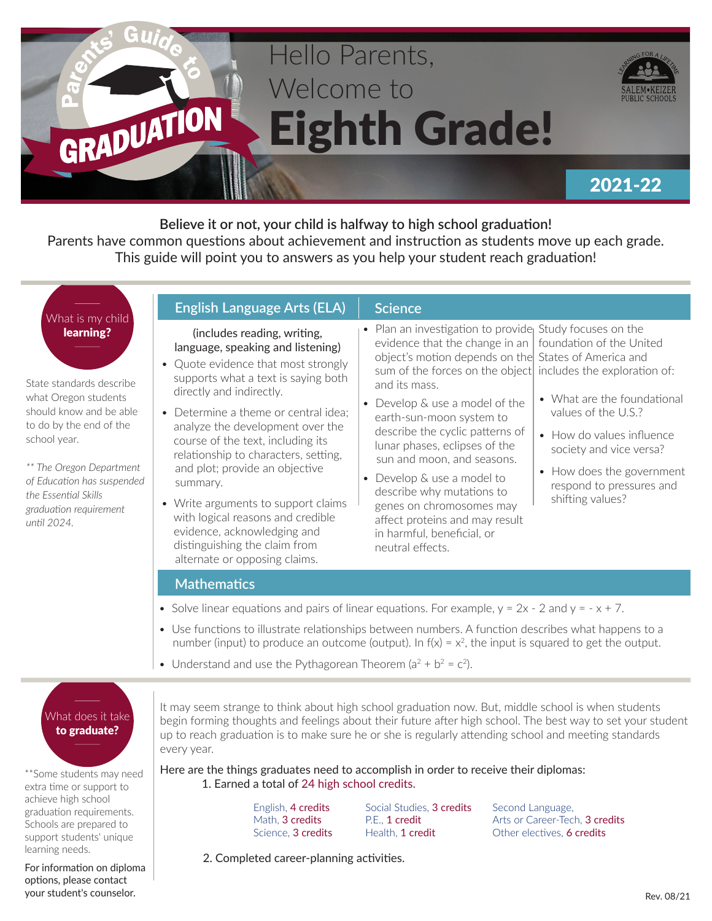# Parents' Guide to GRADUATION

# Hello Parents, Welcome to Eighth Grade!

SALEM•KEIZER PUBLIC SCHOOLS — Learning for a Lifetime

**2021-22**

**Believe it or not, your child is halfway to high school graduation!**
Parents have common questions about achievement and instruction as students move up each grade. This guide will point you to answers as you help your student reach graduation!

## What is my child learning?

State standards describe what Oregon students should know and be able to do by the end of the school year.

*** The Oregon Department of Education has suspended the Essential Skills graduation requirement until 2024.*

### English Language Arts (ELA)

(includes reading, writing, language, speaking and listening)

- Quote evidence that most strongly supports what a text is saying both directly and indirectly.
- Determine a theme or central idea; analyze the development over the course of the text, including its relationship to characters, setting, and plot; provide an objective summary.
- Write arguments to support claims with logical reasons and credible evidence, acknowledging and distinguishing the claim from alternate or opposing claims.

### Science

- Plan an investigation to provide evidence that the change in an object's motion depends on the sum of the forces on the object and its mass.
- Develop & use a model of the earth-sun-moon system to describe the cyclic patterns of lunar phases, eclipses of the sun and moon, and seasons.
- Develop & use a model to describe why mutations to genes on chromosomes may affect proteins and may result in harmful, beneficial, or neutral effects.

Study focuses on the foundation of the United States of America and includes the exploration of:

- What are the foundational values of the U.S.?
- How do values influence society and vice versa?
- How does the government respond to pressures and shifting values?

### Mathematics

- Solve linear equations and pairs of linear equations. For example, $y = 2x - 2$ and $y = -x + 7$.
- Use functions to illustrate relationships between numbers. A function describes what happens to a number (input) to produce an outcome (output). In $f(x) = x^2$, the input is squared to get the output.
- Understand and use the Pythagorean Theorem ($a^2 + b^2 = c^2$).

## What does it take to graduate?

**Some students may need extra time or support to achieve high school graduation requirements. Schools are prepared to support students' unique learning needs.

For information on diploma options, please contact your student's counselor.

It may seem strange to think about high school graduation now. But, middle school is when students begin forming thoughts and feelings about their future after high school. The best way to set your student up to reach graduation is to make sure he or she is regularly attending school and meeting standards every year.

Here are the things graduates need to accomplish in order to receive their diplomas:

1. Earned a total of 24 high school credits.

   - English, 4 credits
   - Math, 3 credits
   - Science, 3 credits
   - Social Studies, 3 credits
   - P.E., 1 credit
   - Health, 1 credit
   - Second Language, Arts or Career-Tech, 3 credits
   - Other electives, 6 credits

2. Completed career-planning activities.

Rev. 08/21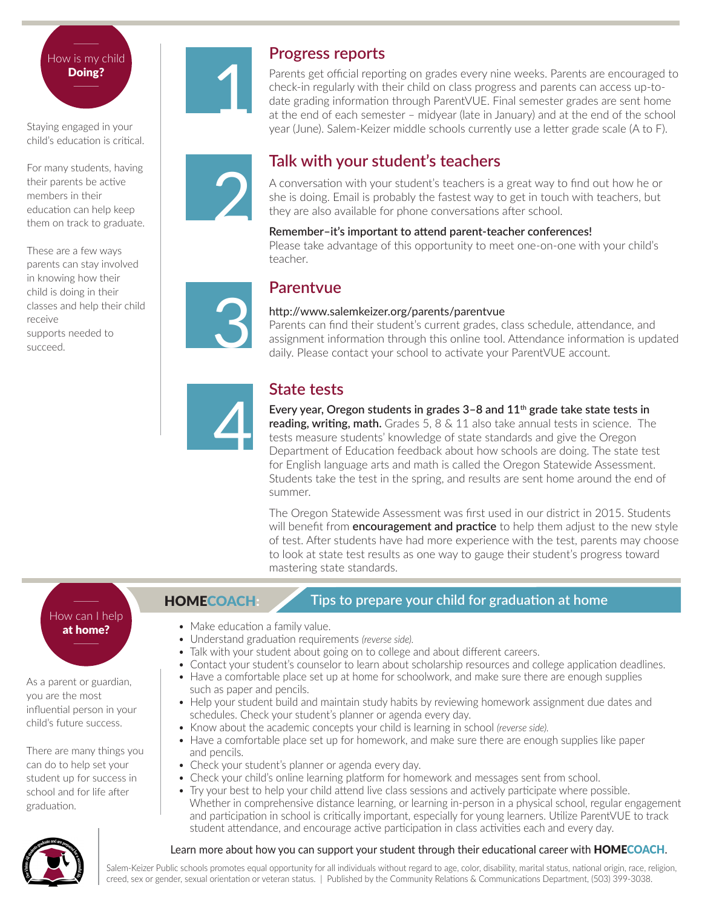How is my child **Doing?**

Staying engaged in your child's education is critical.

For many students, having their parents be active members in their education can help keep them on track to graduate.

These are a few ways parents can stay involved in knowing how their child is doing in their classes and help their child receive supports needed to succeed.

## 1 Progress reports

Parents get official reporting on grades every nine weeks. Parents are encouraged to check-in regularly with their child on class progress and parents can access up-to-date grading information through ParentVUE. Final semester grades are sent home at the end of each semester – midyear (late in January) and at the end of the school year (June). Salem-Keizer middle schools currently use a letter grade scale (A to F).

## 2 Talk with your student's teachers

A conversation with your student's teachers is a great way to find out how he or she is doing. Email is probably the fastest way to get in touch with teachers, but they are also available for phone conversations after school.

**Remember–it's important to attend parent-teacher conferences!**
Please take advantage of this opportunity to meet one-on-one with your child's teacher.

## 3 Parentvue

http://www.salemkeizer.org/parents/parentvue
Parents can find their student's current grades, class schedule, attendance, and assignment information through this online tool. Attendance information is updated daily. Please contact your school to activate your ParentVUE account.

## 4 State tests

**Every year, Oregon students in grades 3–8 and 11th grade take state tests in reading, writing, math.** Grades 5, 8 & 11 also take annual tests in science. The tests measure students' knowledge of state standards and give the Oregon Department of Education feedback about how schools are doing. The state test for English language arts and math is called the Oregon Statewide Assessment. Students take the test in the spring, and results are sent home around the end of summer.

The Oregon Statewide Assessment was first used in our district in 2015. Students will benefit from **encouragement and practice** to help them adjust to the new style of test. After students have had more experience with the test, parents may choose to look at state test results as one way to gauge their student's progress toward mastering state standards.

How can I help **at home?**

As a parent or guardian, you are the most influential person in your child's future success.

There are many things you can do to help set your student up for success in school and for life after graduation.

## HOMECOACH: Tips to prepare your child for graduation at home

- Make education a family value.
- Understand graduation requirements *(reverse side).*
- Talk with your student about going on to college and about different careers.
- Contact your student's counselor to learn about scholarship resources and college application deadlines.
- Have a comfortable place set up at home for schoolwork, and make sure there are enough supplies such as paper and pencils.
- Help your student build and maintain study habits by reviewing homework assignment due dates and schedules. Check your student's planner or agenda every day.
- Know about the academic concepts your child is learning in school *(reverse side).*
- Have a comfortable place set up for homework, and make sure there are enough supplies like paper and pencils.
- Check your student's planner or agenda every day.
- Check your child's online learning platform for homework and messages sent from school.
- Try your best to help your child attend live class sessions and actively participate where possible. Whether in comprehensive distance learning, or learning in-person in a physical school, regular engagement and participation in school is critically important, especially for young learners. Utilize ParentVUE to track student attendance, and encourage active participation in class activities each and every day.

Learn more about how you can support your student through their educational career with **HOMECOACH**.

Salem-Keizer Public schools promotes equal opportunity for all individuals without regard to age, color, disability, marital status, national origin, race, religion, creed, sex or gender, sexual orientation or veteran status. | Published by the Community Relations & Communications Department, (503) 399-3038.